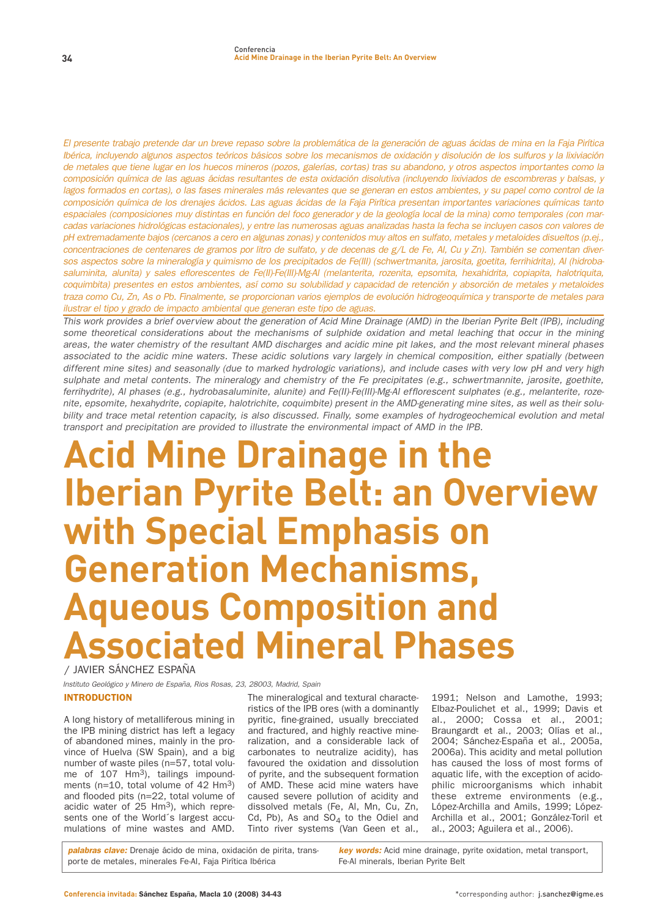*El presente trabajo pretende dar un breve repaso sobre la problemática de la generación de aguas ácidas de mina en la Faja Pirítica Ibérica, incluyendo algunos aspectos teóricos básicos sobre los mecanismos de oxidación y disolución de los sulfuros y la lixiviación de metales que tiene lugar en los huecos mineros (pozos, galerías, cortas) tras su abandono, y otros aspectos importantes como la composición química de las aguas ácidas resultantes de esta oxidación disolutiva (incluyendo lixiviados de escombreras y balsas, y lagos formados en cortas), o las fases minerales más relevantes que se generan en estos ambientes, y su papel como control de la composición química de los drenajes ácidos. Las aguas ácidas de la Faja Pirítica presentan importantes variaciones químicas tanto espaciales (composiciones muy distintas en función del foco generador y de la geología local de la mina) como temporales (con marcadas variaciones hidrológicas estacionales), y entre las numerosas aguas analizadas hasta la fecha se incluyen casos con valores de pH extremadamente bajos (cercanos a cero en algunas zonas) y contenidos muy altos en sulfato, metales y metaloides disueltos (p.ej., concentraciones de centenares de gramos por litro de sulfato, y de decenas de g/L de Fe, Al, Cu y Zn). También se comentan diversos aspectos sobre la mineralogía y quimismo de los precipitados de Fe(III) (schwertmanita, jarosita, goetita, ferrihidrita), Al (hidrobasaluminita, alunita) y sales eflorescentes de Fe(II)-Fe(III)-Mg-Al (melanterita, rozenita, epsomita, hexahidrita, copiapita, halotriquita, coquimbita) presentes en estos ambientes, así como su solubilidad y capacidad de retención y absorción de metales y metaloides traza como Cu, Zn, As o Pb. Finalmente, se proporcionan varios ejemplos de evolución hidrogeoquímica y transporte de metales para ilustrar el tipo y grado de impacto ambiental que generan este tipo de aguas.*

*This work provides a brief overview about the generation of Acid Mine Drainage (AMD) in the Iberian Pyrite Belt (IPB), including some theoretical considerations about the mechanisms of sulphide oxidation and metal leaching that occur in the mining areas, the water chemistry of the resultant AMD discharges and acidic mine pit lakes, and the most relevant mineral phases associated to the acidic mine waters. These acidic solutions vary largely in chemical composition, either spatially (between different mine sites) and seasonally (due to marked hydrologic variations), and include cases with very low pH and very high sulphate and metal contents. The mineralogy and chemistry of the Fe precipitates (e.g., schwertmannite, jarosite, goethite, ferrihydrite), Al phases (e.g., hydrobasaluminite, alunite) and Fe(II)-Fe(III)-Mg-Al efflorescent sulphates (e.g., melanterite, rozenite, epsomite, hexahydrite, copiapite, halotrichite, coquimbite) present in the AMD-generating mine sites, as well as their solubility and trace metal retention capacity, is also discussed. Finally, some examples of hydrogeochemical evolution and metal transport and precipitation are provided to illustrate the environmental impact of AMD in the IPB.*

# Acid Mine Drainage in the Iberian Pyrite Belt: an Overview with Special Emphasis on Generation Mechanisms, Aqueous Composition and Associated Mineral Phases

/ JAVIER SÁNCHEZ ESPAÑA

*Instituto Geológico y Minero de España, Rios Rosas, 23, 28003, Madrid, Spain*

## INTRODUCTION

A long history of metalliferous mining in the IPB mining district has left a legacy of abandoned mines, mainly in the province of Huelva (SW Spain), and a big number of waste piles (n=57, total volume of 107 $Hm^3$), tailings impoundments (n=10, total volume of 42 $Hm^3$) and flooded pits (n=22, total volume of acidic water of 25 $Hm^3$), which represents one of the World´s largest accumulations of mine wastes and AMD. The mineralogical and textural characteristics of the IPB ores (with a dominantly pyritic, fine-grained, usually brecciated and fractured, and highly reactive mineralization, and a considerable lack of carbonates to neutralize acidity), has favoured the oxidation and dissolution of pyrite, and the subsequent formation of AMD. These acid mine waters have caused severe pollution of acidity and dissolved metals (Fe, Al, Mn, Cu, Zn, Cd, Pb), As and $SO_4$ to the Odiel and Tinto river systems (Van Geen et al., 1991; Nelson and Lamothe, 1993; Elbaz-Poulichet et al., 1999; Davis et al., 2000; Cossa et al., 2001; Braungardt et al., 2003; Olías et al., 2004; Sánchez-España et al., 2005a, 2006a). This acidity and metal pollution has caused the loss of most forms of aquatic life, with the exception of acidophilic microorganisms which inhabit these extreme environments (e.g., López-Archilla and Amils, 1999; López-Archilla et al., 2001; González-Toril et al., 2003; Aguilera et al., 2006).

***palabras clave:*** Drenaje ácido de mina, oxidación de pirita, transporte de metales, minerales Fe-Al, Faja Pirítica Ibérica

***key words:*** Acid mine drainage, pyrite oxidation, metal transport, Fe-Al minerals, Iberian Pyrite Belt

\*corresponding author: j.sanchez@igme.es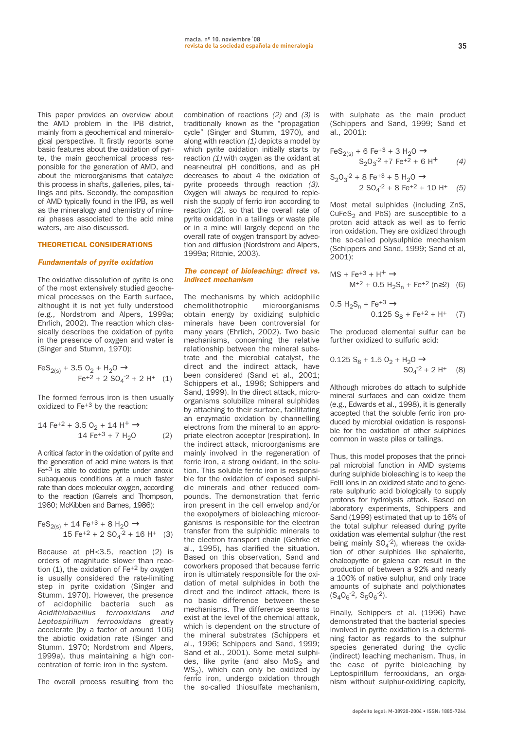This paper provides an overview about the AMD problem in the IPB district, mainly from a geochemical and mineralogical perspective. It firstly reports some basic features about the oxidation of pyrite, the main geochemical process responsible for the generation of AMD, and about the microorganisms that catalyze this process in shafts, galleries, piles, tailings and pits. Secondly, the composition of AMD typically found in the IPB, as well as the mineralogy and chemistry of mineral phases associated to the acid mine waters, are also discussed.

## THEORETICAL CONSIDERATIONS

### *Fundamentals of pyrite oxidation*

The oxidative dissolution of pyrite is one of the most extensively studied geochemical processes on the Earth surface, althought it is not yet fully understood (e.g., Nordstrom and Alpers, 1999a; Ehrlich, 2002). The reaction which classically describes the oxidation of pyrite in the presence of oxygen and water is (Singer and Stumm, 1970):

$$FeS_{2(s)} + 3.5\ O_2 + H_2O \rightarrow Fe^{+2} + 2\ SO_4^{-2} + 2\ H^+ \quad (1)$$

The formed ferrous iron is then usually oxidized to $Fe^{+3}$ by the reaction:

$$14\ Fe^{+2} + 3.5\ O_2 + 14\ H^+ \rightarrow 14\ Fe^{+3} + 7\ H_2O \quad (2)$$

A critical factor in the oxidation of pyrite and the generation of acid mine waters is that $Fe^{+3}$ is able to oxidize pyrite under anoxic subaqueous conditions at a much faster rate than does molecular oxygen, according to the reaction (Garrels and Thompson, 1960; McKibben and Barnes, 1986):

$$FeS_{2(s)} + 14\ Fe^{+3} + 8\ H_2O \rightarrow 15\ Fe^{+2} + 2\ SO_4^{-2} + 16\ H^+ \quad (3)$$

Because at pH<3.5, reaction (2) is orders of magnitude slower than reaction (1), the oxidation of $Fe^{+2}$ by oxygen is usually considered the rate-limiting step in pyrite oxidation (Singer and Stumm, 1970). However, the presence of acidophilic bacteria such as *Acidithiobacillus ferrooxidans* and *Leptospirillum ferrooxidans* greatly accelerate (by a factor of around 106) the abiotic oxidation rate (Singer and Stumm, 1970; Nordstrom and Alpers, 1999a), thus maintaining a high concentration of ferric iron in the system.

The overall process resulting from the combination of reactions *(2)* and *(3)* is traditionally known as the "propagation cycle" (Singer and Stumm, 1970), and along with reaction *(1)* depicts a model by which pyrite oxidation initially starts by reaction *(1)* with oxygen as the oxidant at near-neutral pH conditions, and as pH decreases to about 4 the oxidation of pyrite proceeds through reaction *(3)*. Oxygen will always be required to replenish the supply of ferric iron according to reaction *(2)*, so that the overall rate of pyrite oxidation in a tailings or waste pile or in a mine will largely depend on the overall rate of oxygen transport by advection and diffusion (Nordstrom and Alpers, 1999a; Ritchie, 2003).

### *The concept of bioleaching: direct vs. indirect mechanism*

The mechanisms by which acidophilic chemolithotrophic microorganisms obtain energy by oxidizing sulphidic minerals have been controversial for many years (Ehrlich, 2002). Two basic mechanisms, concerning the relative relationship between the mineral substrate and the microbial catalyst, the direct and the indirect attack, have been considered (Sand et al., 2001; Schippers et al., 1996; Schippers and Sand, 1999). In the direct attack, microorganisms solubilize mineral sulphides by attaching to their surface, facilitating an enzymatic oxidation by channelling electrons from the mineral to an appropriate electron acceptor (respiration). In the indirect attack, microorganisms are mainly involved in the regeneration of ferric iron, a strong oxidant, in the solution. This soluble ferric iron is responsible for the oxidation of exposed sulphidic minerals and other reduced compounds. The demonstration that ferric iron present in the cell envelop and/or the exopolymers of bioleaching microorganisms is responsible for the electron transfer from the sulphidic minerals to the electron transport chain (Gehrke et al., 1995), has clarified the situation. Based on this observation, Sand and coworkers proposed that because ferric iron is ultimately responsible for the oxidation of metal sulphides in both the direct and the indirect attack, there is no basic difference between these mechanisms. The difference seems to exist at the level of the chemical attack, which is dependent on the structure of the mineral substrates (Schippers et al., 1996; Schippers and Sand, 1999; Sand et al., 2001). Some metal sulphides, like pyrite (and also $MoS_2$ and $WS_2$), which can only be oxidized by ferric iron, undergo oxidation through the so-called thiosulfate mechanism, with sulphate as the main product (Schippers and Sand, 1999; Sand et al., 2001):

$$FeS_{2(s)} + 6\ Fe^{+3} + 3\ H_2O \rightarrow S_2O_3^{-2} + 7\ Fe^{+2} + 6\ H^+ \quad (4)$$

$$S_2O_3^{-2} + 8\ Fe^{+3} + 5\ H_2O \rightarrow 2\ SO_4^{-2} + 8\ Fe^{+2} + 10\ H^+ \quad (5)$$

Most metal sulphides (including ZnS, $CuFeS_2$ and PbS) are susceptible to a proton acid attack as well as to ferric iron oxidation. They are oxidized through the so-called polysulphide mechanism (Schippers and Sand, 1999; Sand et al, 2001):

$$MS + Fe^{+3} + H^+ \rightarrow M^{+2} + 0.5\ H_2S_n + Fe^{+2}\ (n \geq 2) \quad (6)$$

$$0.5\ H_2S_n + Fe^{+3} \rightarrow 0.125\ S_8 + Fe^{+2} + H^+ \quad (7)$$

The produced elemental sulfur can be further oxidized to sulfuric acid:

$$0.125\ S_8 + 1.5\ O_2 + H_2O \rightarrow SO_4^{-2} + 2\ H^+ \quad (8)$$

Although microbes do attach to sulphide mineral surfaces and can oxidize them (e.g., Edwards et al., 1998), it is generally accepted that the soluble ferric iron produced by microbial oxidation is responsible for the oxidation of other sulphides common in waste piles or tailings.

Thus, this model proposes that the principal microbial function in AMD systems during sulphide bioleaching is to keep the FeIII ions in an oxidized state and to generate sulphuric acid biologically to supply protons for hydrolysis attack. Based on laboratory experiments, Schippers and Sand (1999) estimated that up to 16% of the total sulphur released during pyrite oxidation was elemental sulphur (the rest being mainly $SO_4^{-2}$), whereas the oxidation of other sulphides like sphalerite, chalcopyrite or galena can result in the production of between a 92% and nearly a 100% of native sulphur, and only trace amounts of sulphate and polythionates ($S_4O_6^{-2}$, $S_5O_6^{-2}$).

Finally, Schippers et al. (1996) have demonstrated that the bacterial species involved in pyrite oxidation is a determining factor as regards to the sulphur species generated during the cyclic (indirect) leaching mechanism. Thus, in the case of pyrite bioleaching by Leptospirillum ferrooxidans, an organism without sulphur-oxidizing capicity,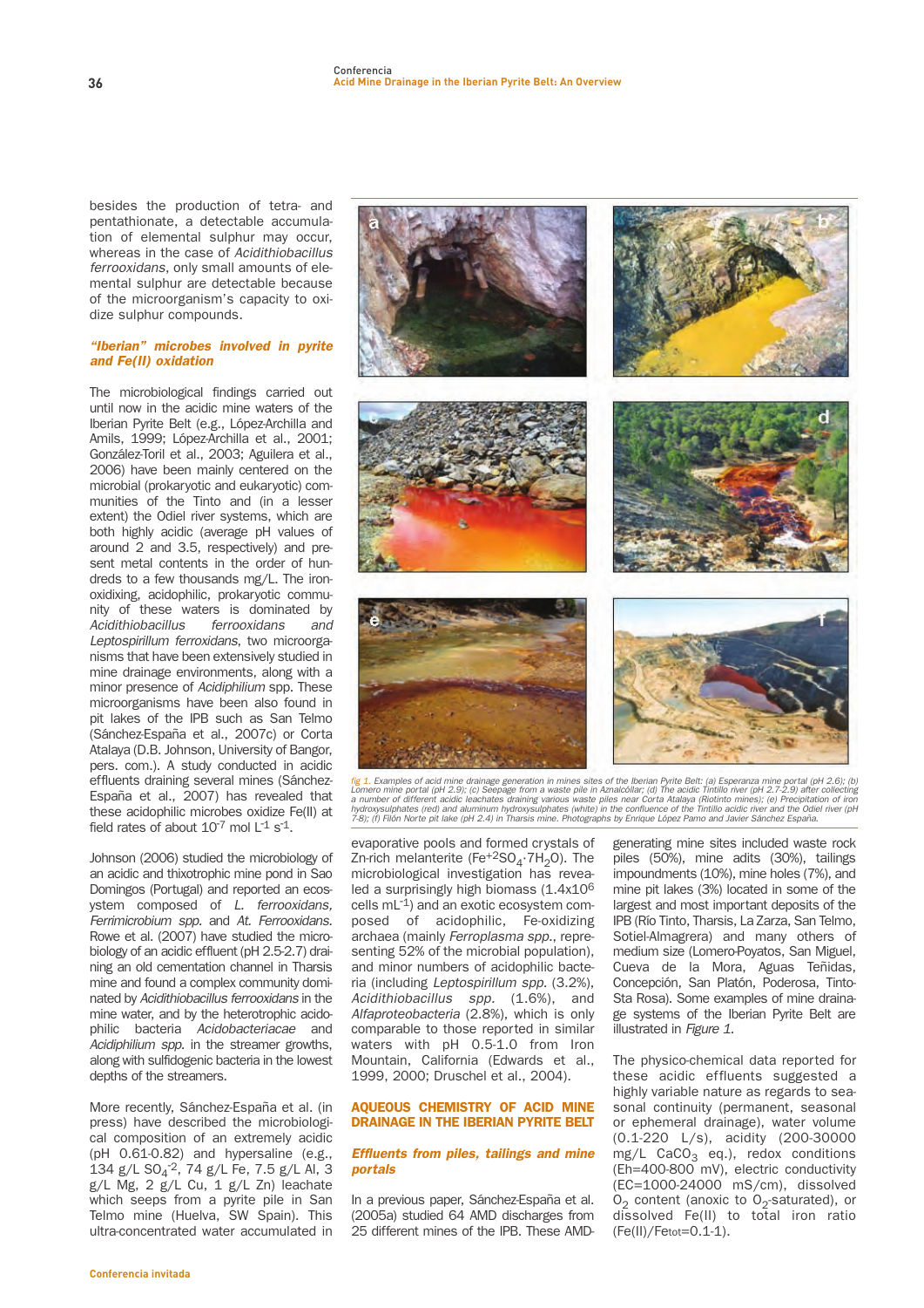besides the production of tetra- and pentathionate, a detectable accumulation of elemental sulphur may occur, whereas in the case of *Acidithiobacillus ferrooxidans*, only small amounts of elemental sulphur are detectable because of the microorganism's capacity to oxidize sulphur compounds.

### *"Iberian" microbes involved in pyrite and Fe(II) oxidation*

The microbiological findings carried out until now in the acidic mine waters of the Iberian Pyrite Belt (e.g., López-Archilla and Amils, 1999; López-Archilla et al., 2001; González-Toril et al., 2003; Aguilera et al., 2006) have been mainly centered on the microbial (prokaryotic and eukaryotic) communities of the Tinto and (in a lesser extent) the Odiel river systems, which are both highly acidic (average pH values of around 2 and 3.5, respectively) and present metal contents in the order of hundreds to a few thousands mg/L. The iron-oxidizing, acidophilic, prokaryotic community of these waters is dominated by *Acidithiobacillus ferrooxidans* and *Leptospirillum ferroxidans,* two microorganisms that have been extensively studied in mine drainage environments, along with a minor presence of *Acidiphilium* spp. These microorganisms have been also found in pit lakes of the IPB such as San Telmo (Sánchez-España et al., 2007c) or Corta Atalaya (D.B. Johnson, University of Bangor, pers. com.). A study conducted in acidic effluents draining several mines (Sánchez-España et al., 2007) has revealed that these acidophilic microbes oxidize Fe(II) at field rates of about $10^{-7}$ mol $L^{-1}$ $s^{-1}$.

Johnson (2006) studied the microbiology of an acidic and thixotrophic mine pond in Sao Domingos (Portugal) and reported an ecosystem composed of *L. ferrooxidans, Ferrimicrobium spp.* and *At. Ferrooxidans.* Rowe et al. (2007) have studied the microbiology of an acidic effluent (pH 2.5-2.7) draining an old cementation channel in Tharsis mine and found a complex community dominated by *Acidithiobacillus ferrooxidans* in the mine water, and by the heterotrophic acidophilic bacteria *Acidobacteriacae* and *Acidiphilium spp.* in the streamer growths, along with sulfidogenic bacteria in the lowest depths of the streamers.

More recently, Sánchez-España et al. (in press) have described the microbiological composition of an extremely acidic (pH 0.61-0.82) and hypersaline (e.g., 134 g/L $SO_4^{-2}$, 74 g/L Fe, 7.5 g/L Al, 3 g/L Mg, 2 g/L Cu, 1 g/L Zn) leachate which seeps from a pyrite pile in San Telmo mine (Huelva, SW Spain). This ultra-concentrated water accumulated in evaporative pools and formed crystals of Zn-rich melanterite ($Fe^{+2}SO_4 \cdot 7H_2O$). The microbiological investigation has revealed a surprisingly high biomass ($1.4 \times 10^6$ cells $mL^{-1}$) and an exotic ecosystem composed of acidophilic, Fe-oxidizing archaea (mainly *Ferroplasma spp.*, representing 52% of the microbial population), and minor numbers of acidophilic bacteria (including *Leptospirillum spp.* (3.2%), *Acidithiobacillus spp.* (1.6%), and *Alfaproteobacteria* (2.8%), which is only comparable to those reported in similar waters with pH 0.5-1.0 from Iron Mountain, California (Edwards et al., 1999, 2000; Druschel et al., 2004).

fig 1. Examples of acid mine drainage generation in mines sites of the Iberian Pyrite Belt: (a) Esperanza mine portal (pH 2.6); (b) Lomero mine portal (pH 2.9); (c) Seepage from a waste pile in Aznalcóllar; (d) The acidic Tintillo river (pH 2.7-2.9) after collecting a number of different acidic leachates draining various waste piles near Corta Atalaya (Riotinto mines); (e) Precipitation of iron hydroxysulphates (red) and aluminum hydroxysulphates (white) in the confluence of the Tintillo acidic river and the Odiel river (pH 7-8); (f) Filón Norte pit lake (pH 2.4) in Tharsis mine. Photographs by Enrique López Pamo and Javier Sánchez España.

## AQUEOUS CHEMISTRY OF ACID MINE DRAINAGE IN THE IBERIAN PYRITE BELT

### *Effluents from piles, tailings and mine portals*

In a previous paper, Sánchez-España et al. (2005a) studied 64 AMD discharges from 25 different mines of the IPB. These AMD-generating mine sites included waste rock piles (50%), mine adits (30%), tailings impoundments (10%), mine holes (7%), and mine pit lakes (3%) located in some of the largest and most important deposits of the IPB (Río Tinto, Tharsis, La Zarza, San Telmo, Sotiel-Almagrera) and many others of medium size (Lomero-Poyatos, San Miguel, Cueva de la Mora, Aguas Teñidas, Concepción, San Platón, Poderosa, Tinto-Sta Rosa). Some examples of mine drainage systems of the Iberian Pyrite Belt are illustrated in *Figure 1*.

The physico-chemical data reported for these acidic effluents suggested a highly variable nature as regards to seasonal continuity (permanent, seasonal or ephemeral drainage), water volume (0.1-220 L/s), acidity (200-30000 mg/L $CaCO_3$ eq.), redox conditions (Eh=400-800 mV), electric conductivity (EC=1000-24000 mS/cm), dissolved $O_2$ content (anoxic to $O_2$-saturated), or dissolved Fe(II) to total iron ratio ($Fe(II)/Fe_{tot}$=0.1-1).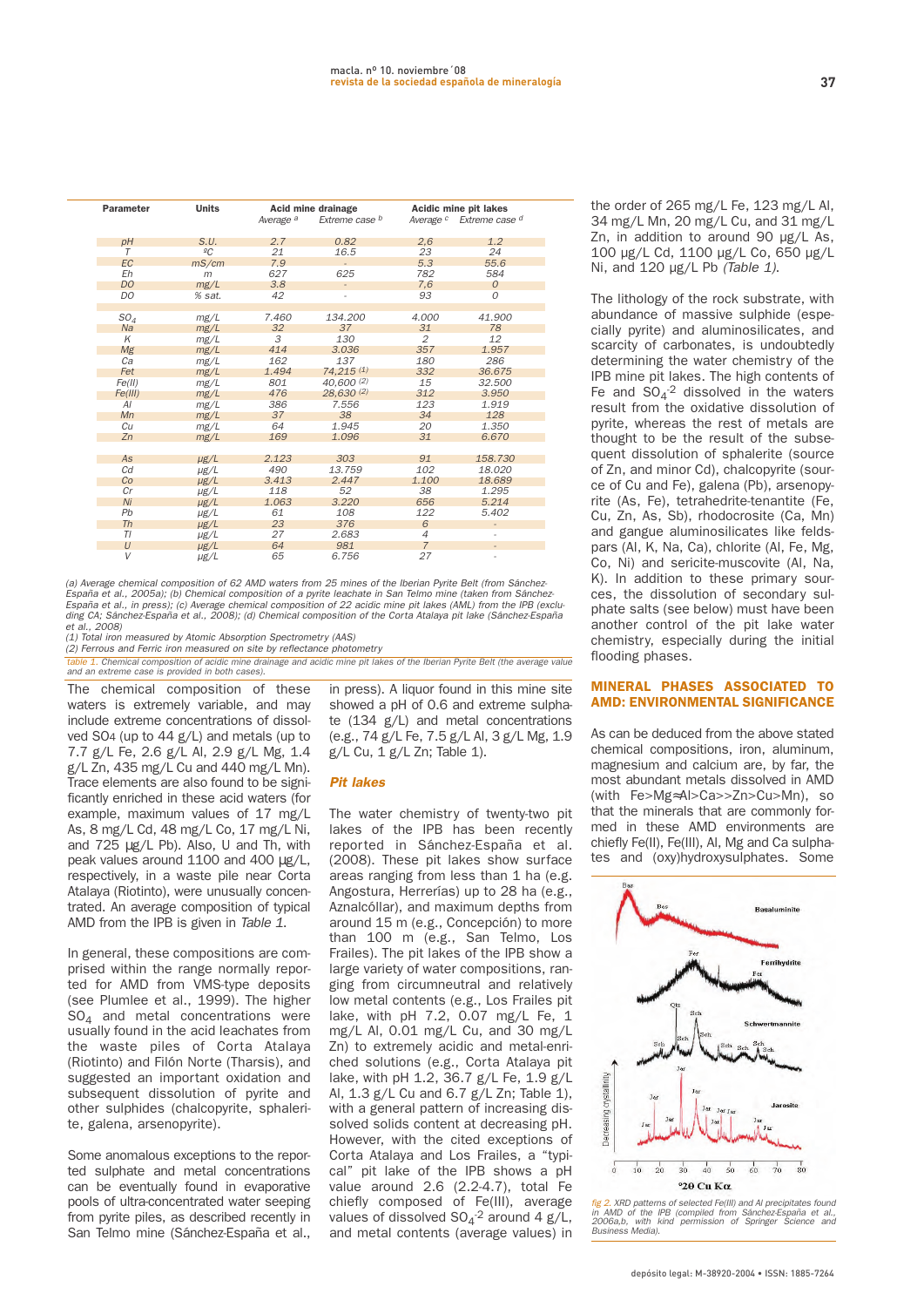| Parameter | Units | Acid mine drainage | | Acidic mine pit lakes | |
|---|---|---|---|---|---|
| | | Average [a] | Extreme case [b] | Average [c] | Extreme case [d] |
| pH | S.U. | 2.7 | 0.82 | 2.6 | 1.2 |
| T | ºC | 21 | 16.5 | 23 | 24 |
| EC | mS/cm | 7.9 | - | 5.3 | 55.6 |
| Eh | m | 627 | 625 | 782 | 584 |
| DO | mg/L | 3.8 | - | 7.6 | 0 |
| DO | % sat. | 42 | - | 93 | 0 |
| $SO_4$ | mg/L | 7.460 | 134.200 | 4.000 | 41.900 |
| Na | mg/L | 32 | 37 | 31 | 78 |
| K | mg/L | 3 | 130 | 2 | 12 |
| Mg | mg/L | 414 | 3.036 | 357 | 1.957 |
| Ca | mg/L | 162 | 137 | 180 | 286 |
| Fet | mg/L | 1.494 | 74,215 [(1)] | 332 | 36.675 |
| Fe(II) | mg/L | 801 | 40,600 [(2)] | 15 | 32.500 |
| Fe(III) | mg/L | 476 | 28,630 [(2)] | 312 | 3.950 |
| Al | mg/L | 386 | 7.556 | 123 | 1.919 |
| Mn | mg/L | 37 | 38 | 34 | 128 |
| Cu | mg/L | 64 | 1.945 | 20 | 1.350 |
| Zn | mg/L | 169 | 1.096 | 31 | 6.670 |
| As | µg/L | 2.123 | 303 | 91 | 158.730 |
| Cd | µg/L | 490 | 13.759 | 102 | 18.020 |
| Co | µg/L | 3.413 | 2.447 | 1.100 | 18.689 |
| Cr | µg/L | 118 | 52 | 38 | 1.295 |
| Ni | µg/L | 1.063 | 3.220 | 656 | 5.214 |
| Pb | µg/L | 61 | 108 | 122 | 5.402 |
| Th | µg/L | 23 | 376 | 6 | - |
| Tl | µg/L | 27 | 2.683 | 4 | - |
| U | µg/L | 64 | 981 | 7 | - |
| V | µg/L | 65 | 6.756 | 27 | - |

(a) Average chemical composition of 62 AMD waters from 25 mines of the Iberian Pyrite Belt (from Sánchez-España et al., 2005a); (b) Chemical composition of a pyrite leachate in San Telmo mine (taken from Sánchez-España et al., in press); (c) Average chemical composition of 22 acidic mine pit lakes (AML) from the IPB (excluding CA; Sánchez-España et al., 2008); (d) Chemical composition of the Corta Atalaya pit lake (Sánchez-España et al., 2008)
(1) Total iron measured by Atomic Absorption Spectrometry (AAS)
(2) Ferrous and Ferric iron measured on site by reflectance photometry

*table 1. Chemical composition of acidic mine drainage and acidic mine pit lakes of the Iberian Pyrite Belt (the average value and an extreme case is provided in both cases).*

The chemical composition of these waters is extremely variable, and may include extreme concentrations of dissolved SO4 (up to 44 g/L) and metals (up to 7.7 g/L Fe, 2.6 g/L Al, 2.9 g/L Mg, 1.4 g/L Zn, 435 mg/L Cu and 440 mg/L Mn). Trace elements are also found to be significantly enriched in these acid waters (for example, maximum values of 17 mg/L As, 8 mg/L Cd, 48 mg/L Co, 17 mg/L Ni, and 725 µg/L Pb). Also, U and Th, with peak values around 1100 and 400 µg/L, respectively, in a waste pile near Corta Atalaya (Riotinto), were unusually concentrated. An average composition of typical AMD from the IPB is given in *Table 1*.

In general, these compositions are comprised within the range normally reported for AMD from VMS-type deposits (see Plumlee et al., 1999). The higher $SO_4$ and metal concentrations were usually found in the acid leachates from the waste piles of Corta Atalaya (Riotinto) and Filón Norte (Tharsis), and suggested an important oxidation and subsequent dissolution of pyrite and other sulphides (chalcopyrite, sphalerite, galena, arsenopyrite).

Some anomalous exceptions to the reported sulphate and metal concentrations can be eventually found in evaporative pools of ultra-concentrated water seeping from pyrite piles, as described recently in San Telmo mine (Sánchez-España et al., in press). A liquor found in this mine site showed a pH of 0.6 and extreme sulphate (134 g/L) and metal concentrations (e.g., 74 g/L Fe, 7.5 g/L Al, 3 g/L Mg, 1.9 g/L Cu, 1 g/L Zn; Table 1).

### Pit lakes

The water chemistry of twenty-two pit lakes of the IPB has been recently reported in Sánchez-España et al. (2008). These pit lakes show surface areas ranging from less than 1 ha (e.g. Angostura, Herrerías) up to 28 ha (e.g., Aznalcóllar), and maximum depths from around 15 m (e.g., Concepción) to more than 100 m (e.g., San Telmo, Los Frailes). The pit lakes of the IPB show a large variety of water compositions, ranging from circumneutral and relatively low metal contents (e.g., Los Frailes pit lake, with pH 7.2, 0.07 mg/L Fe, 1 mg/L Al, 0.01 mg/L Cu, and 30 mg/L Zn) to extremely acidic and metal-enriched solutions (e.g., Corta Atalaya pit lake, with pH 1.2, 36.7 g/L Fe, 1.9 g/L Al, 1.3 g/L Cu and 6.7 g/L Zn; Table 1), with a general pattern of increasing dissolved solids content at decreasing pH. However, with the cited exceptions of Corta Atalaya and Los Frailes, a "typical" pit lake of the IPB shows a pH value around 2.6 (2.2-4.7), total Fe chiefly composed of Fe(III), average values of dissolved $SO_4^{-2}$ around 4 g/L, and metal contents (average values) in the order of 265 mg/L Fe, 123 mg/L Al, 34 mg/L Mn, 20 mg/L Cu, and 31 mg/L Zn, in addition to around 90 µg/L As, 100 µg/L Cd, 1100 µg/L Co, 650 µg/L Ni, and 120 µg/L Pb *(Table 1)*.

The lithology of the rock substrate, with abundance of massive sulphide (especially pyrite) and aluminosilicates, and scarcity of carbonates, is undoubtedly determining the water chemistry of the IPB mine pit lakes. The high contents of Fe and $SO_4^{-2}$ dissolved in the waters result from the oxidative dissolution of pyrite, whereas the rest of metals are thought to be the result of the subsequent dissolution of sphalerite (source of Zn, and minor Cd), chalcopyrite (source of Cu and Fe), galena (Pb), arsenopyrite (As, Fe), tetrahedrite-tenantite (Fe, Cu, Zn, As, Sb), rhodocrosite (Ca, Mn) and gangue aluminosilicates like feldspars (Al, K, Na, Ca), chlorite (Al, Fe, Mg, Co, Ni) and sericite-muscovite (Al, Na, K). In addition to these primary sources, the dissolution of secondary sulphate salts (see below) must have been another control of the pit lake water chemistry, especially during the initial flooding phases.

## MINERAL PHASES ASSOCIATED TO AMD: ENVIRONMENTAL SIGNIFICANCE

As can be deduced from the above stated chemical compositions, iron, aluminum, magnesium and calcium are, by far, the most abundant metals dissolved in AMD (with Fe>Mg≈Al>Ca>>Zn>Cu>Mn), so that the minerals that are commonly formed in these AMD environments are chiefly Fe(II), Fe(III), Al, Mg and Ca sulphates and (oxy)hydroxysulphates. Some

*fig 2. XRD patterns of selected Fe(III) and Al precipitates found in AMD of the IPB (compiled from Sánchez-España et al., 2006a,b, with kind permission of Springer Science and Business Media).*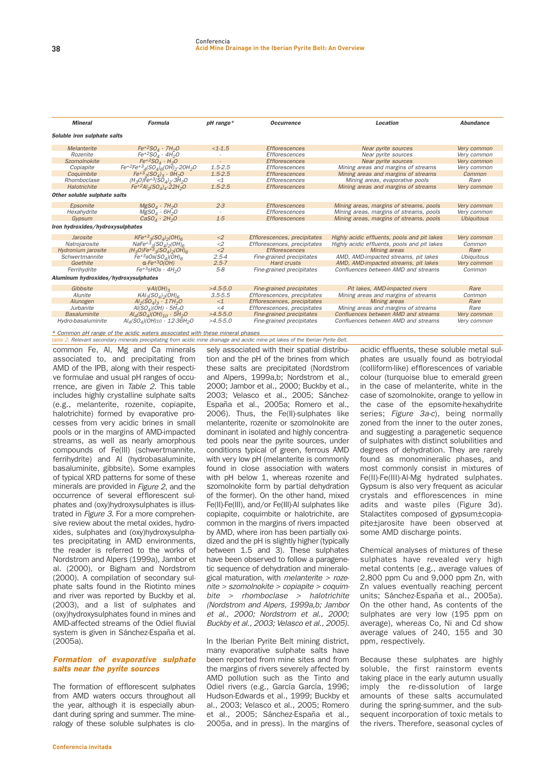| Mineral | Formula | pH range* | Occurrence | Location | Abundance |
|---|---|---|---|---|---|
| **Soluble iron sulphate salts** | | | | | |
| Melanterite | $Fe^{+2}SO_4 \cdot 7H_2O$ | <1-1.5 | Efflorescences | Near pyrite sources | Very common |
| Rozenite | $Fe^{+2}SO_4 \cdot 4H_2O$ | - | Efflorescences | Near pyrite sources | Very common |
| Szomolnokite | $Fe^{+2}SO_4 \cdot H_2O$ | - | Efflorescences | Near pyrite sources | Very common |
| Copiapite | $Fe^{+2}Fe^{+3}{}_4(SO_4)_6(OH)_2{\cdot}20H_2O$ | 1.5-2.5 | Efflorescences | Mining areas and margins of streams | Very common |
| Coquimbite | $Fe^{+3}{}_2(SO_4)_3 \cdot 9H_2O$ | 1.5-2.5 | Efflorescences | Mining areas and margins of streams | Common |
| Rhomboclase | $(H_3O)Fe^{+3}(SO_4)_2{\cdot}3H_2O$ | <1 | Efflorescences | Mining areas, evaporative pools | Rare |
| Halotrichite | $Fe^{+2}Al_2(SO_4)_4{\cdot}22H_2O$ | 1.5-2.5 | Efflorescences | Mining areas and margins of streams | Very common |
| **Other soluble sulphate salts** | | | | | |
| Epsomite | $MgSO_4 \cdot 7H_2O$ | 2-3 | Efflorescences | Mining areas, margins of streams, pools | Very common |
| Hexahydrite | $MgSO_4 \cdot 6H_2O$ | - | Efflorescences | Mining areas, margins of streams, pools | Very common |
| Gypsum | $CaSO_4 \cdot 2H_2O$ | 1-5 | Efflorescences | Mining areas, margins of streams, pools | Ubiquitous |
| **Iron hydroxides/hydroxysulphates** | | | | | |
| Jarosite | $KFe^{+3}{}_3(SO_4)_2(OH)_6$ | <2 | Efflorescences, precipitates | Highly acidic effluents, pools and pit lakes | Very common |
| Natrojarosite | $NaFe^{+3}{}_3(SO_4)_2(OH)_6$ | <2 | Efflorescences, precipitates | Highly acidic effluents, pools and pit lakes | Common |
| Hydronium jarosite | $(H_3O)Fe^{+3}{}_3(SO_4)_2(OH)_6$ | <2 | Efflorescences | Mining areas | Rare |
| Schwertmannite | $Fe^{+3}{}_8O_8(SO_4)(OH)_6$ | 2.5-4 | Fine-grained precipitates | AMD, AMD-impacted streams, pit lakes | Ubiquitous |
| Goethite | $\alpha$-$Fe^{+3}O(OH)$ | 2.5-7 | Hard crusts | AMD, AMD-impacted streams, pit lakes | Very common |
| Ferrihydrite | $Fe^{+3}{}_5HO_8 \cdot 4H_2O$ | 5-8 | Fine-grained precipitates | Confluences between AMD and streams | Common |
| **Aluminum hydroxides/hydroxysulphates** | | | | | |
| Gibbsite | $\gamma$-$Al(OH)_3$ | >4.5-5.0 | Fine-grained precipitates | Pit lakes, AMD-impacted rivers | Rare |
| Alunite | $KAl_3(SO_4)_2(OH)_6$ | 3.5-5.5 | Efflorescences, precipitates | Mining areas and margins of streams | Common |
| Alunogen | $Al_2(SO_4)_3 \cdot 17H_2O$ | <1 | Efflorescences, precipitates | Mining areas | Rare |
| Jurbanite | $Al(SO_4)(OH) \cdot 5H_2O$ | <4 | Efflorescences, precipitates | Mining areas and margins of streams | Rare |
| Basaluminite | $Al_4(SO_4)(OH)_{10} \cdot 5H_2O$ | >4.5-5.0 | Fine-grained precipitates | Confluences between AMD and streams | Very common |
| Hydro-basaluminite | $Al_4(SO_4)(OH)_{10} \cdot 12\text{-}36H_2O$ | >4.5-5.0 | Fine-grained precipitates | Confluences between AMD and streams | Very common |

\* Common pH range of the acidic waters associated with these mineral phases

table 2. Relevant secondary minerals precipitating from acidic mine drainage and acidic mine pit lakes of the Iberian Pyrite Belt.

common Fe, Al, Mg and Ca minerals associated to, and precipitating from AMD of the IPB, along with their respective formulae and usual pH ranges of occurrence, are given in *Table 2*. This table includes highly crystalline sulphate salts (e.g., melanterite, rozenite, copiapite, halotrichite) formed by evaporative processes from very acidic brines in small pools or in the margins of AMD-impacted streams, as well as nearly amorphous compounds of Fe(III) (schwertmannite, ferrihydrite) and Al (hydrobasaluminite, basaluminite, gibbsite). Some examples of typical XRD patterns for some of these minerals are provided in *Figure 2*, and the occurrence of several efflorescent sulphates and (oxy)hydroxysulphates is illustrated in *Figure 3*. For a more comprehensive review about the metal oxides, hydroxides, sulphates and (oxy)hydroxysulphates precipitating in AMD environments, the reader is referred to the works of Nordstrom and Alpers (1999a), Jambor et al. (2000), or Bigham and Nordstrom (2000). A compilation of secondary sulphate salts found in the Riotinto mines and river was reported by Buckby et al. (2003), and a list of sulphates and (oxy)hydroxysulphates found in mines and AMD-affected streams of the Odiel fluvial system is given in Sánchez-España et al. (2005a).

### Formation of evaporative sulphate salts near the pyrite sources

The formation of efflorescent sulphates from AMD waters occurs throughout all the year, although it is especially abundant during spring and summer. The mineralogy of these soluble sulphates is closely associated with their spatial distribution and the pH of the brines from which these salts are precipitated (Nordstrom and Alpers, 1999a,b; Nordstrom et al., 2000; Jambor et al., 2000; Buckby et al., 2003; Velasco et al., 2005; Sánchez-España et al., 2005a; Romero et al., 2006). Thus, the Fe(II)-sulphates like melanterite, rozenite or szomolnokite are dominant in isolated and highly concentrated pools near the pyrite sources, under conditions typical of green, ferrous AMD with very low pH (melanterite is commonly found in close association with waters with pH below 1, whereas rozenite and szomolnokite form by partial dehydration of the former). On the other hand, mixed Fe(II)-Fe(III), and/or Fe(II)-Al sulphates like copiapite, coquimbite or halotrichite, are common in the margins of rivers impacted by AMD, where iron has been partially oxidized and the pH is slightly higher (typically between 1.5 and 3). These sulphates have been observed to follow a paragenetic sequence of dehydration and mineralogical maturation, with *melanterite > rozenite > szomolnokite > copiapite > coquimbite > rhomboclase > halotrichite (Nordstrom and Alpers, 1999a,b; Jambor et al., 2000; Nordstrom et al., 2000; Buckby et al., 2003; Velasco et al., 2005).*

In the Iberian Pyrite Belt mining district, many evaporative sulphate salts have been reported from mine sites and from the margins of rivers severely affected by AMD pollution such as the Tinto and Odiel rivers (e.g., García García, 1996; Hudson-Edwards et al., 1999; Buckby et al., 2003; Velasco et al., 2005; Romero et al., 2005; Sánchez-España et al., 2005a, and in press). In the margins of acidic effluents, these soluble metal sulphates are usually found as botryoidal (colliform-like) efflorescences of variable colour (turquoise blue to emerald green in the case of melanterite, white in the case of szomolnokite, orange to yellow in the case of the epsomite-hexahydrite series; *Figure 3a-c*), being normally zoned from the inner to the outer zones, and suggesting a paragenetic sequence of sulphates with distinct solubilities and degrees of dehydration. They are rarely found as monomineralic phases, and most commonly consist in mixtures of Fe(II)-Fe(III)-Al-Mg hydrated sulphates. Gypsum is also very frequent as acicular crystals and efflorescences in mine adits and waste piles (Figure 3d). Stalactites composed of gypsum±copiapite±jarosite have been observed at some AMD discharge points.

Chemical analyses of mixtures of these sulphates have revealed very high metal contents (e.g., average values of 2,800 ppm Cu and 9,000 ppm Zn, with Zn values eventually reaching percent units; Sánchez-España et al., 2005a). On the other hand, As contents of the sulphates are very low (195 ppm on average), whereas Co, Ni and Cd show average values of 240, 155 and 30 ppm, respectively.

Because these sulphates are highly soluble, the first rainstorm events taking place in the early autumn usually imply the re-dissolution of large amounts of these salts accumulated during the spring-summer, and the subsequent incorporation of toxic metals to the rivers. Therefore, seasonal cycles of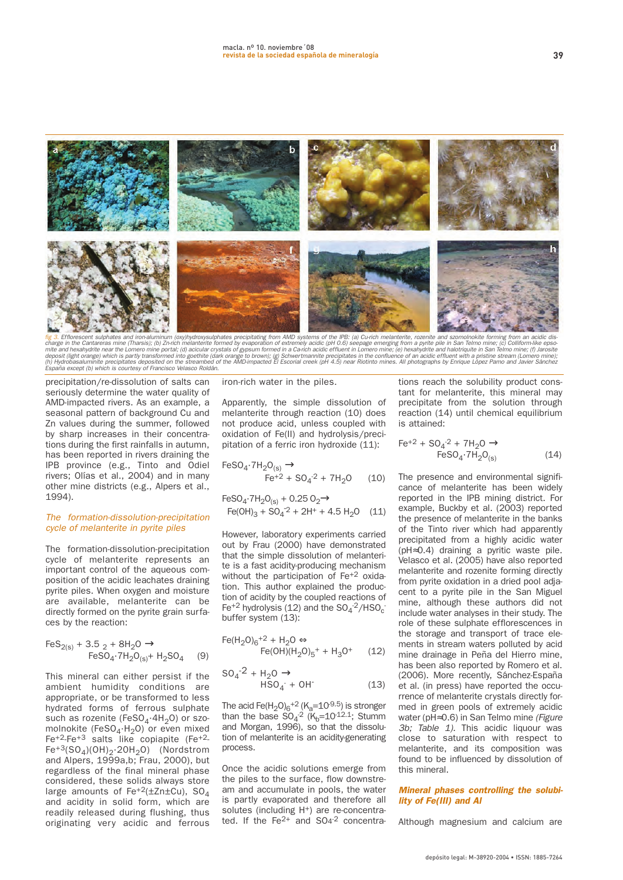fig 3. Efflorescent sulphates and iron-aluminum (oxy)hydroxysulphates precipitating from AMD systems of the IPB: (a) Cu-rich melanterite, rozenite and szomolnokite forming from an acidic discharge in the Cantareras mine (Tharsis); (b) Zn-rich melanterite formed by evaporation of extremely acidic (pH 0.6) seepage emerging from a pyrite pile in San Telmo mine; (c) Colliform-like epsomite and hexahydrite near the Lomero mine portal; (d) acicular crystals of gypsum formed in a Ca-rich acidic effluent in Lomero mine; (e) hexahydrite and halotriquite in San Telmo mine; (f) Jarosite deposit (light orange) which is partly transformed into goethite (dark orange to brown); (g) Schwertmannite precipitates in the confluence of an acidic effluent with a pristine stream (Lomero mine); (h) Hydrobasaluminite precipitates deposited on the streambed of the AMD-impacted El Escorial creek (pH 4.5) near Riotinto mines. All photographs by Enrique López Pamo and Javier Sánchez España except (b) which is courtesy of Francisco Velasco Roldán.

precipitation/re-dissolution of salts can seriously determine the water quality of AMD-impacted rivers. As an example, a seasonal pattern of background Cu and Zn values during the summer, followed by sharp increases in their concentrations during the first rainfalls in autumn, has been reported in rivers draining the IPB province (e.g., Tinto and Odiel rivers; Olías et al., 2004) and in many other mine districts (e.g., Alpers et al., 1994).

### *The formation-dissolution-precipitation cycle of melanterite in pyrite piles*

The formation-dissolution-precipitation cycle of melanterite represents an important control of the aqueous composition of the acidic leachates draining pyrite piles. When oxygen and moisture are available, melanterite can be directly formed on the pyrite grain surfaces by the reaction:

$$FeS_{2(s)} + 3.5\ _2 + 8H_2O \rightarrow FeSO_4{\cdot}7H_2O_{(s)} + H_2SO_4 \quad (9)$$

This mineral can either persist if the ambient humidity conditions are appropriate, or be transformed to less hydrated forms of ferrous sulphate such as rozenite ($FeSO_4{\cdot}4H_2O$) or szomolnokite ($FeSO_4{\cdot}H_2O$) or even mixed $Fe^{+2}$-$Fe^{+3}$ salts like copiapite ($Fe^{+2}$-$Fe^{+3}(SO_4)(OH)_2{\cdot}20H_2O$) (Nordstrom and Alpers, 1999a,b; Frau, 2000), but regardless of the final mineral phase considered, these solids always store large amounts of $Fe^{+2}(\pm Zn \pm Cu)$, $SO_4$ and acidity in solid form, which are readily released during flushing, thus originating very acidic and ferrous iron-rich water in the piles.

Apparently, the simple dissolution of melanterite through reaction (10) does not produce acid, unless coupled with oxidation of Fe(II) and hydrolysis/precipitation of a ferric iron hydroxide (11):

$$FeSO_4{\cdot}7H_2O_{(s)} \rightarrow Fe^{+2} + SO_4^{-2} + 7H_2O \quad (10)$$

$$FeSO_4{\cdot}7H_2O_{(s)} + 0.25\ O_2 \rightarrow Fe(OH)_3 + SO_4^{-2} + 2H^+ + 4.5\ H_2O \quad (11)$$

However, laboratory experiments carried out by Frau (2000) have demonstrated that the simple dissolution of melanterite is a fast acidity-producing mechanism without the participation of $Fe^{+2}$ oxidation. This author explained the production of acidity by the coupled reactions of $Fe^{+2}$ hydrolysis (12) and the $SO_4^{-2}/HSO_c^{-}$ buffer system (13):

$$Fe(H_2O)_6^{+2} + H_2O \Leftrightarrow Fe(OH)(H_2O)_5^{+} + H_3O^+ \quad (12)$$

$$SO_4^{-2} + H_2O \rightarrow HSO_4^{-} + OH^{-} \quad (13)$$

The acid $Fe(H_2O)_6^{+2}$ ($K_a$=$10^{-9.5}$) is stronger than the base $SO_4^{-2}$ ($K_b$=$10^{-12.1}$; Stumm and Morgan, 1996), so that the dissolution of melanterite is an acidity-generating process.

Once the acidic solutions emerge from the piles to the surface, flow downstream and accumulate in pools, the water is partly evaporated and therefore all solutes (including $H^+$) are re-concentrated. If the $Fe^{2+}$ and $SO_4^{-2}$ concentrations reach the solubility product constant for melanterite, this mineral may precipitate from the solution through reaction (14) until chemical equilibrium is attained:

$$Fe^{+2} + SO_4^{-2} + 7H_2O \rightarrow FeSO_4{\cdot}7H_2O_{(s)} \quad (14)$$

The presence and environmental significance of melanterite has been widely reported in the IPB mining district. For example, Buckby et al. (2003) reported the presence of melanterite in the banks of the Tinto river which had apparently precipitated from a highly acidic water (pH≈0.4) draining a pyritic waste pile. Velasco et al. (2005) have also reported melanterite and rozenite forming directly from pyrite oxidation in a dried pool adjacent to a pyrite pile in the San Miguel mine, although these authors did not include water analyses in their study. The role of these sulphate efflorescences in the storage and transport of trace elements in stream waters polluted by acid mine drainage in Peña del Hierro mine, has been also reported by Romero et al. (2006). More recently, Sánchez-España et al. (in press) have reported the occurrence of melanterite crystals directly formed in green pools of extremely acidic water (pH≈0.6) in San Telmo mine *(Figure 3b; Table 1)*. This acidic liquour was close to saturation with respect to melanterite, and its composition was found to be influenced by dissolution of this mineral.

### *Mineral phases controlling the solubility of Fe(III) and Al*

Although magnesium and calcium are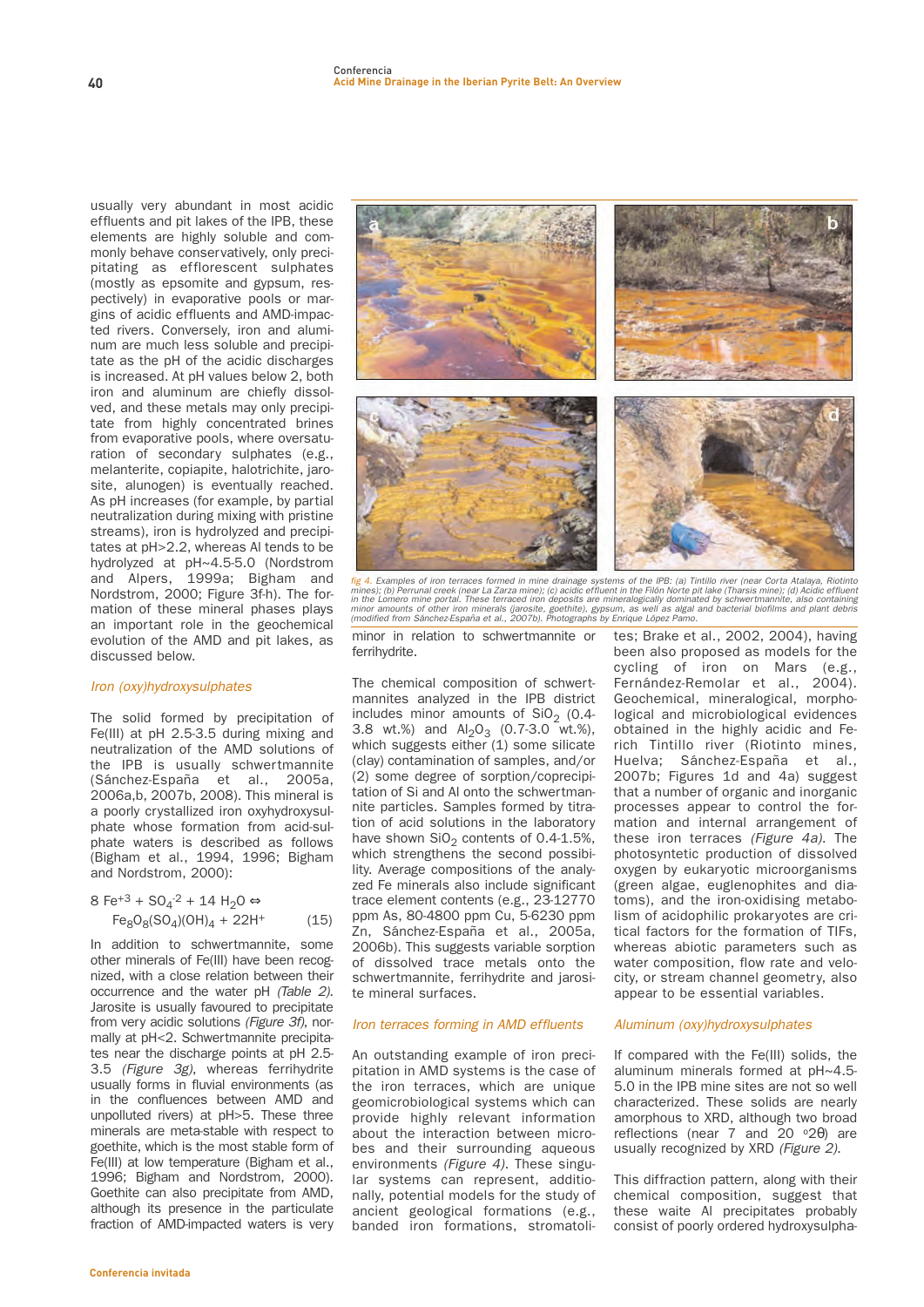usually very abundant in most acidic effluents and pit lakes of the IPB, these elements are highly soluble and commonly behave conservatively, only precipitating as efflorescent sulphates (mostly as epsomite and gypsum, respectively) in evaporative pools or margins of acidic effluents and AMD-impacted rivers. Conversely, iron and aluminum are much less soluble and precipitate as the pH of the acidic discharges is increased. At pH values below 2, both iron and aluminum are chiefly dissolved, and these metals may only precipitate from highly concentrated brines from evaporative pools, where oversaturation of secondary sulphates (e.g., melanterite, copiapite, halotrichite, jarosite, alunogen) is eventually reached. As pH increases (for example, by partial neutralization during mixing with pristine streams), iron is hydrolyzed and precipitates at pH>2.2, whereas Al tends to be hydrolyzed at pH~4.5-5.0 (Nordstrom and Alpers, 1999a; Bigham and Nordstrom, 2000; Figure 3f-h). The formation of these mineral phases plays an important role in the geochemical evolution of the AMD and pit lakes, as discussed below.

### *Iron (oxy)hydroxysulphates*

The solid formed by precipitation of Fe(III) at pH 2.5-3.5 during mixing and neutralization of the AMD solutions of the IPB is usually schwertmannite (Sánchez-España et al., 2005a, 2006a,b, 2007b, 2008). This mineral is a poorly crystallized iron oxyhydroxysulphate whose formation from acid-sulphate waters is described as follows (Bigham et al., 1994, 1996; Bigham and Nordstrom, 2000):

$$8\ Fe^{+3} + SO_4^{-2} + 14\ H_2O \Leftrightarrow Fe_8O_8(SO_4)(OH)_4 + 22H^+ \qquad (15)$$

In addition to schwertmannite, some other minerals of Fe(III) have been recognized, with a close relation between their occurrence and the water pH *(Table 2)*. Jarosite is usually favoured to precipitate from very acidic solutions *(Figure 3f)*, normally at pH<2. Schwertmannite precipitates near the discharge points at pH 2.5-3.5 *(Figure 3g)*, whereas ferrihydrite usually forms in fluvial environments (as in the confluences between AMD and unpolluted rivers) at pH>5. These three minerals are meta-stable with respect to goethite, which is the most stable form of Fe(III) at low temperature (Bigham et al., 1996; Bigham and Nordstrom, 2000). Goethite can also precipitate from AMD, although its presence in the particulate fraction of AMD-impacted waters is very minor in relation to schwertmannite or ferrihydite.

*fig 4. Examples of iron terraces formed in mine drainage systems of the IPB: (a) Tintillo river (near Corta Atalaya, Riotinto mines); (b) Perrunal creek (near La Zarza mine); (c) acidic effluent in the Filón Norte pit lake (Tharsis mine); (d) Acidic effluent in the Lomero mine portal. These terraced iron deposits are mineralogically dominated by schwertmannite, also containing minor amounts of other iron minerals (jarosite, goethite), gypsum, as well as algal and bacterial biofilms and plant debris (modified from Sánchez-España et al., 2007b). Photographs by Enrique López Pamo.*

The chemical composition of schwertmannites analyzed in the IPB district includes minor amounts of $SiO_2$ (0.4-3.8 wt.%) and $Al_2O_3$ (0.7-3.0 wt.%), which suggests either (1) some silicate (clay) contamination of samples, and/or (2) some degree of sorption/coprecipitation of Si and Al onto the schwertmannite particles. Samples formed by titration of acid solutions in the laboratory have shown $SiO_2$ contents of 0.4-1.5%, which strengthens the second possibility. Average compositions of the analyzed Fe minerals also include significant trace element contents (e.g., 23-12770 ppm As, 80-4800 ppm Cu, 5-6230 ppm Zn, Sánchez-España et al., 2005a, 2006b). This suggests variable sorption of dissolved trace metals onto the schwertmannite, ferrihydrite and jarosite mineral surfaces.

### *Iron terraces forming in AMD effluents*

An outstanding example of iron precipitation in AMD systems is the case of the iron terraces, which are unique geomicrobiological systems which can provide highly relevant information about the interaction between microbes and their surrounding aqueous environments *(Figure 4)*. These singular systems can represent, additionally, potential models for the study of ancient geological formations (e.g., banded iron formations, stromatolites; Brake et al., 2002, 2004), having been also proposed as models for the cycling of iron on Mars (e.g., Fernández-Remolar et al., 2004). Geochemical, mineralogical, morphological and microbiological evidences obtained in the highly acidic and Fe-rich Tintillo river (Riotinto mines, Huelva; Sánchez-España et al., 2007b; Figures 1d and 4a) suggest that a number of organic and inorganic processes appear to control the formation and internal arrangement of these iron terraces *(Figure 4a)*. The photosyntetic production of dissolved oxygen by eukaryotic microorganisms (green algae, euglenophites and diatoms), and the iron-oxidising metabolism of acidophilic prokaryotes are critical factors for the formation of TIFs, whereas abiotic parameters such as water composition, flow rate and velocity, or stream channel geometry, also appear to be essential variables.

### *Aluminum (oxy)hydroxysulphates*

If compared with the Fe(III) solids, the aluminum minerals formed at pH~4.5-5.0 in the IPB mine sites are not so well characterized. These solids are nearly amorphous to XRD, although two broad reflections (near 7 and 20 °2θ) are usually recognized by XRD *(Figure 2)*.

This diffraction pattern, along with their chemical composition, suggest that these waite Al precipitates probably consist of poorly ordered hydroxysulpha-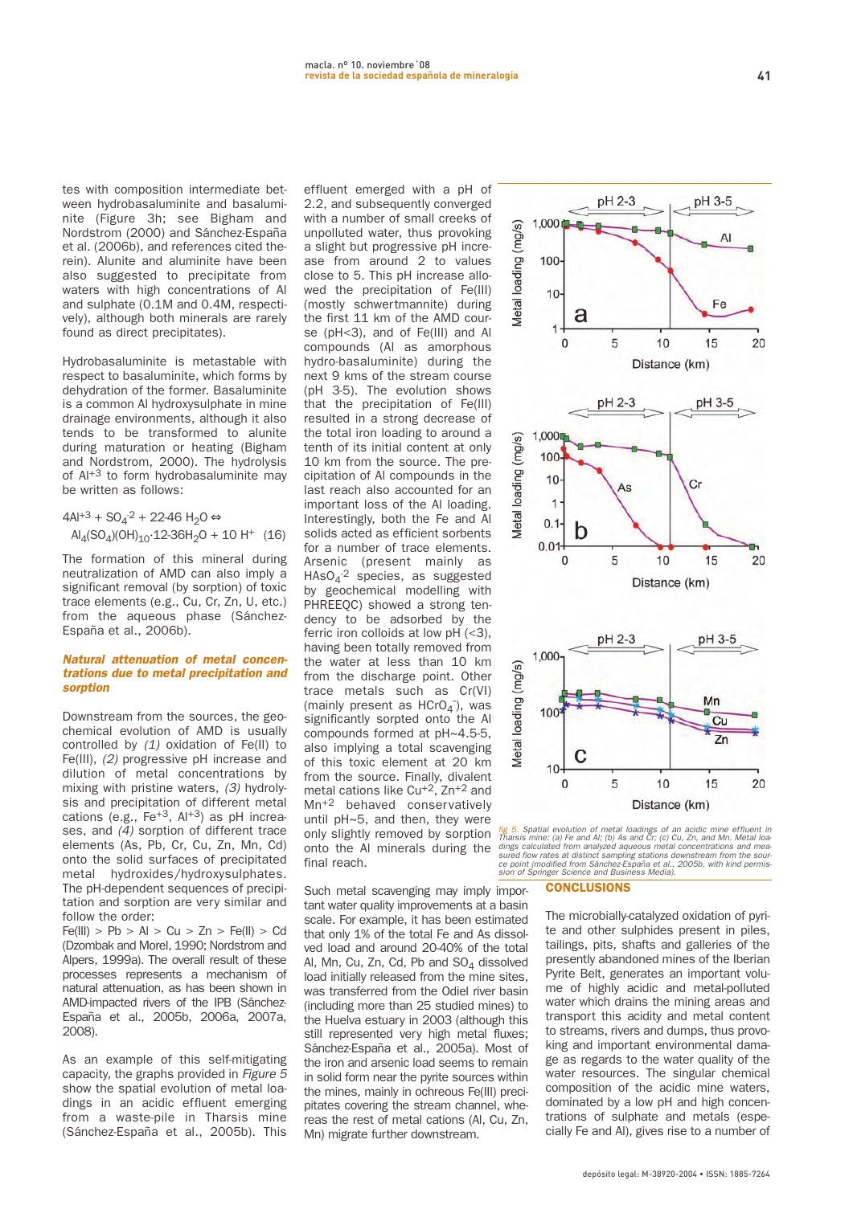tes with composition intermediate between hydrobasaluminite and basaluminite (Figure 3h; see Bigham and Nordstrom (2000) and Sánchez-España et al. (2006b), and references cited therein). Alunite and aluminite have been also suggested to precipitate from waters with high concentrations of Al and sulphate (0.1M and 0.4M, respectively), although both minerals are rarely found as direct precipitates).

Hydrobasaluminite is metastable with respect to basaluminite, which forms by dehydration of the former. Basaluminite is a common Al hydroxysulphate in mine drainage environments, although it also tends to be transformed to alunite during maturation or heating (Bigham and Nordstrom, 2000). The hydrolysis of $Al^{+3}$ to form hydrobasaluminite may be written as follows:

$$4Al^{+3} + SO_4^{-2} + 22\text{-}46\ H_2O \Leftrightarrow Al_4(SO_4)(OH)_{10}\cdot 12\text{-}36H_2O + 10\ H^+ \quad (16)$$

The formation of this mineral during neutralization of AMD can also imply a significant removal (by sorption) of toxic trace elements (e.g., Cu, Cr, Zn, U, etc.) from the aqueous phase (Sánchez-España et al., 2006b).

### *Natural attenuation of metal concentrations due to metal precipitation and sorption*

Downstream from the sources, the geochemical evolution of AMD is usually controlled by *(1)* oxidation of Fe(II) to Fe(III), *(2)* progressive pH increase and dilution of metal concentrations by mixing with pristine waters, *(3)* hydrolysis and precipitation of different metal cations (e.g., $Fe^{+3}$, $Al^{+3}$) as pH increases, and *(4)* sorption of different trace elements (As, Pb, Cr, Cu, Zn, Mn, Cd) onto the solid surfaces of precipitated metal hydroxides/hydroxysulphates. The pH-dependent sequences of precipitation and sorption are very similar and follow the order:
Fe(III) > Pb > Al > Cu > Zn > Fe(II) > Cd (Dzombak and Morel, 1990; Nordstrom and Alpers, 1999a). The overall result of these processes represents a mechanism of natural attenuation, as has been shown in AMD-impacted rivers of the IPB (Sánchez-España et al., 2005b, 2006a, 2007a, 2008).

As an example of this self-mitigating capacity, the graphs provided in *Figure 5* show the spatial evolution of metal loadings in an acidic effluent emerging from a waste-pile in Tharsis mine (Sánchez-España et al., 2005b). This effluent emerged with a pH of 2.2, and subsequently converged with a number of small creeks of unpolluted water, thus provoking a slight but progressive pH increase from around 2 to values close to 5. This pH increase allowed the precipitation of Fe(III) (mostly schwertmannite) during the first 11 km of the AMD course (pH<3), and of Fe(III) and Al compounds (Al as amorphous hydro-basaluminite) during the next 9 kms of the stream course (pH 3-5). The evolution shows that the precipitation of Fe(III) resulted in a strong decrease of the total iron loading to around a tenth of its initial content at only 10 km from the source. The precipitation of all Al compounds in the last reach also accounted for an important loss of the Al loading. Interestingly, both the Fe and Al solids acted as efficient sorbents for a number of trace elements. Arsenic (present mainly as $HAsO_4^{-2}$ species, as suggested by geochemical modelling with PHREEQC) showed a strong tendency to be adsorbed by the ferric iron colloids at low pH (<3), having been totally removed from the water at less than 10 km from the discharge point. Other trace metals such as Cr(VI) (mainly present as $HCrO_4^-$), was significantly sorpted onto the Al compounds formed at pH~4.5-5, also implying a total scavenging of this toxic element at 20 km from the source. Finally, divalent metal cations like $Cu^{+2}$, $Zn^{+2}$ and $Mn^{+2}$ behaved conservatively until pH~5, and then, they were only slightly removed by sorption onto the Al minerals during the final reach.

Such metal scavenging may imply important water quality improvements at a basin scale. For example, it has been estimated that only 1% of the total Fe and As dissolved load and around 20-40% of the total Al, Mn, Cu, Zn, Cd, Pb and $SO_4$ dissolved load initially released from the mine sites, was transferred from the Odiel river basin (including more than 25 studied mines) to the Huelva estuary in 2003 (although this still represented very high metal fluxes; Sánchez-España et al., 2005a). Most of the iron and arsenic load seems to remain in solid form near the pyrite sources within the mines, mainly in ochreous Fe(III) precipitates covering the stream channel, whereas the rest of metal cations (Al, Cu, Zn, Mn) migrate further downstream.

*fig 5.* Spatial evolution of metal loadings of an acidic mine effluent in Tharsis mine: (a) Fe and Al; (b) As and Cr; (c) Cu, Zn, and Mn. Metal loadings calculated from analyzed aqueous metal concentrations and measured flow rates at distinct sampling stations downstream from the source point (modified from Sánchez-España et al., 2005b, with kind permission of Springer Science and Business Media).

## CONCLUSIONS

The microbially-catalyzed oxidation of pyrite and other sulphides present in piles, tailings, pits, shafts and galleries of the presently abandoned mines of the Iberian Pyrite Belt, generates an important volume of highly acidic and metal-polluted water which drains the mining areas and transport this acidity and metal content to streams, rivers and dumps, thus provoking and important environmental damage as regards to the water quality of the water resources. The singular chemical composition of the acidic mine waters, dominated by a low pH and high concentrations of sulphate and metals (especially Fe and Al), gives rise to a number of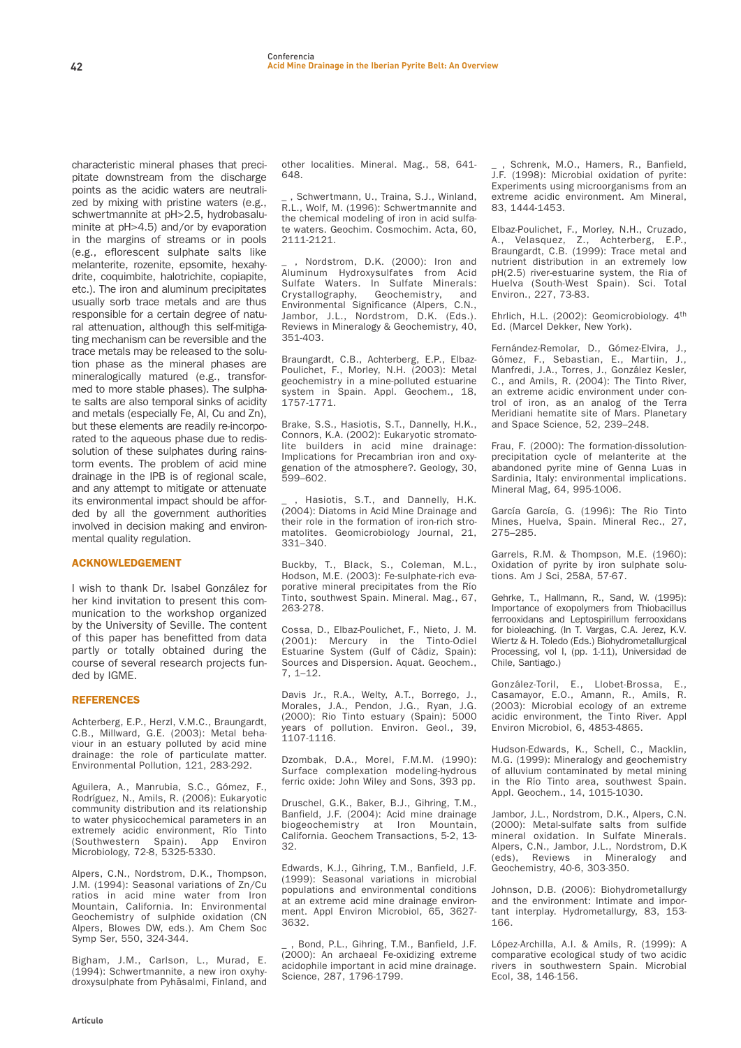characteristic mineral phases that precipitate downstream from the discharge points as the acidic waters are neutralized by mixing with pristine waters (e.g., schwertmannite at pH>2.5, hydrobasaluminite at pH>4.5) and/or by evaporation in the margins of streams or in pools (e.g., eflorescent sulphate salts like melanterite, rozenite, epsomite, hexahydrite, coquimbite, halotrichite, copiapite, etc.). The iron and aluminum precipitates usually sorb trace metals and are thus responsible for a certain degree of natural attenuation, although this self-mitigating mechanism can be reversible and the trace metals may be released to the solution phase as the mineral phases are mineralogically matured (e.g., transformed to more stable phases). The sulphate salts are also temporal sinks of acidity and metals (especially Fe, Al, Cu and Zn), but these elements are readily re-incorporated to the aqueous phase due to redissolution of these sulphates during rainstorm events. The problem of acid mine drainage in the IPB is of regional scale, and any attempt to mitigate or attenuate its environmental impact should be afforded by all the government authorities involved in decision making and environmental quality regulation.

## ACKNOWLEDGEMENT

I wish to thank Dr. Isabel González for her kind invitation to present this communication to the workshop organized by the University of Seville. The content of this paper has benefitted from data partly or totally obtained during the course of several research projects funded by IGME.

## REFERENCES

Achterberg, E.P., Herzl, V.M.C., Braungardt, C.B., Millward, G.E. (2003): Metal behaviour in an estuary polluted by acid mine drainage: the role of particulate matter. Environmental Pollution, 121, 283-292.

Aguilera, A., Manrubia, S.C., Gómez, F., Rodríguez, N., Amils, R. (2006): Eukaryotic community distribution and its relationship to water physicochemical parameters in an extremely acidic environment, Río Tinto (Southwestern Spain). App Environ Microbiology, 72-8, 5325-5330.

Alpers, C.N., Nordstrom, D.K., Thompson, J.M. (1994): Seasonal variations of Zn/Cu ratios in acid mine water from Iron Mountain, California. In: Environmental Geochemistry of sulphide oxidation (CN Alpers, DW Blowes, eds.). Am Chem Soc Symp Ser, 550, 324-344.

Bigham, J.M., Carlson, L., Murad, E. (1994): Schwertmannite, a new iron oxyhydroxysulphate from Pyhäsalmi, Finland, and other localities. Mineral. Mag., 58, 641-648.

_ , Schwertmann, U., Traina, S.J., Winland, R.L., Wolf, M. (1996): Schwertmannite and the chemical modeling of iron in acid sulfate waters. Geochim. Cosmochim. Acta, 60, 2111-2121.

_ , Nordstrom, D.K. (2000): Iron and Aluminum Hydroxysulfates from Acid Sulfate Waters. In Sulfate Minerals: Crystallography, Geochemistry, and Environmental Significance (Alpers, C.N., Jambor, J.L., Nordstrom, D.K. (Eds.). Reviews in Mineralogy & Geochemistry, 40, 351-403.

Braungardt, C.B., Achterberg, E.P., Elbaz-Poulichet, F., Morley, N.H. (2003): Metal geochemistry in a mine-polluted estuarine system in Spain. Appl. Geochem., 18, 1757-1771.

Brake, S.S., Hasiotis, S.T., Dannelly, H.K., Connors, K.A. (2002): Eukaryotic stromatolite builders in acid mine drainage: Implications for Precambrian iron and oxygenation of the atmosphere?. Geology, 30, 599–602.

_ , Hasiotis, S.T., and Dannelly, H.K. (2004): Diatoms in Acid Mine Drainage and their role in the formation of iron-rich stromatolites. Geomicrobiology Journal, 21, 331–340.

Buckby, T., Black, S., Coleman, M.L., Hodson, M.E. (2003): Fe-sulphate-rich evaporative mineral precipitates from the Río Tinto, southwest Spain. Mineral. Mag., 67, 263-278.

Cossa, D., Elbaz-Poulichet, F., Nieto, J. M. (2001): Mercury in the Tinto-Odiel Estuarine System (Gulf of Cádiz, Spain): Sources and Dispersion. Aquat. Geochem., 7, 1–12.

Davis Jr., R.A., Welty, A.T., Borrego, J., Morales, J.A., Pendon, J.G., Ryan, J.G. (2000): Rio Tinto estuary (Spain): 5000 years of pollution. Environ. Geol., 39, 1107-1116.

Dzombak, D.A., Morel, F.M.M. (1990): Surface complexation modeling-hydrous ferric oxide: John Wiley and Sons, 393 pp.

Druschel, G.K., Baker, B.J., Gihring, T.M., Banfield, J.F. (2004): Acid mine drainage biogeochemistry at Iron Mountain, California. Geochem Transactions, 5-2, 13-32.

Edwards, K.J., Gihring, T.M., Banfield, J.F. (1999): Seasonal variations in microbial populations and environmental conditions at an extreme acid mine drainage environment. Appl Environ Microbiol, 65, 3627-3632.

_ , Bond, P.L., Gihring, T.M., Banfield, J.F. (2000): An archaeal Fe-oxidizing extreme acidophile important in acid mine drainage. Science, 287, 1796-1799.

_ , Schrenk, M.O., Hamers, R., Banfield, J.F. (1998): Microbial oxidation of pyrite: Experiments using microorganisms from an extreme acidic environment. Am Mineral, 83, 1444-1453.

Elbaz-Poulichet, F., Morley, N.H., Cruzado, A., Velasquez, Z., Achterberg, E.P., Braungardt, C.B. (1999): Trace metal and nutrient distribution in an extremely low pH(2.5) river-estuarine system, the Ria of Huelva (South-West Spain). Sci. Total Environ., 227, 73-83.

Ehrlich, H.L. (2002): Geomicrobiology. 4th Ed. (Marcel Dekker, New York).

Fernández-Remolar, D., Gómez-Elvira, J., Gómez, F., Sebastian, E., Martiin, J., Manfredi, J.A., Torres, J., Gonzálex Kesler, C., and Amils, R. (2004): The Tinto River, an extreme acidic environment under control of iron, as an analog of the Terra Meridiani hematite site of Mars. Planetary and Space Science, 52, 239–248.

Frau, F. (2000): The formation-dissolution-precipitation cycle of melanterite at the abandoned pyrite mine of Genna Luas in Sardinia, Italy: environmental implications. Mineral Mag, 64, 995-1006.

García García, G. (1996): The Rio Tinto Mines, Huelva, Spain. Mineral Rec., 27, 275–285.

Garrels, R.M. & Thompson, M.E. (1960): Oxidation of pyrite by iron sulphate solutions. Am J Sci, 258A, 57-67.

Gehrke, T., Hallmann, R., Sand, W. (1995): Importance of exopolymers from Thiobacillus ferrooxidans and Leptospirillum ferrooxidans for bioleaching. (In T. Vargas, C.A. Jerez, K.V. Wiertz & H. Toledo (Eds.) Biohydrometallurgical Processing, vol I, (pp. 1-11), Universidad de Chile, Santiago.)

González-Toril, E., Llobet-Brossa, E., Casamayor, E.O., Amann, R., Amils, R. (2003): Microbial ecology of an extreme acidic environment, the Tinto River. Appl Environ Microbiol, 6, 4853-4865.

Hudson-Edwards, K., Schell, C., Macklin, M.G. (1999): Mineralogy and geochemistry of alluvium contaminated by metal mining in the Río Tinto area, southwest Spain. Appl. Geochem., 14, 1015-1030.

Jambor, J.L., Nordstrom, D.K., Alpers, C.N. (2000): Metal-sulfate salts from sulfide mineral oxidation. In Sulfate Minerals. Alpers, C.N., Jambor, J.L., Nordstrom, D.K (eds), Reviews in Mineralogy and Geochemistry, 40-6, 303-350.

Johnson, D.B. (2006): Biohydrometallurgy and the environment: Intimate and important interplay. Hydrometallurgy, 83, 153-166.

López-Archilla, A.I. & Amils, R. (1999): A comparative ecological study of two acidic rivers in southwestern Spain. Microbial Ecol, 38, 146-156.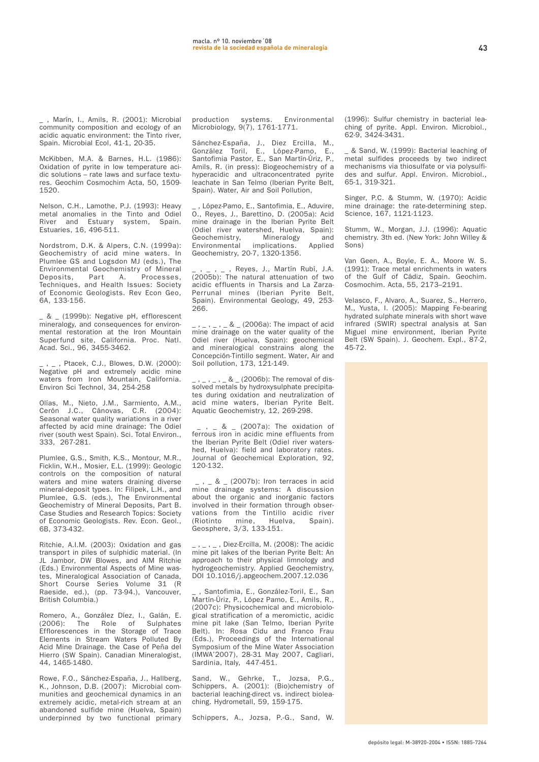_ , Marín, I., Amils, R. (2001): Microbial community composition and ecology of an acidic aquatic environment: the Tinto river, Spain. Microbial Ecol, 41-1, 20-35.

McKibben, M.A. & Barnes, H.L. (1986): Oxidation of pyrite in low temperature acidic solutions – rate laws and surface textures. Geochim Cosmochim Acta, 50, 1509-1520.

Nelson, C.H., Lamothe, P.J. (1993): Heavy metal anomalies in the Tinto and Odiel River and Estuary system, Spain. Estuaries, 16, 496-511.

Nordstrom, D.K. & Alpers, C.N. (1999a): Geochemistry of acid mine waters. In Plumlee GS and Logsdon MJ (eds.), The Environmental Geochemistry of Mineral Deposits, Part A. Processes, Techniques, and Health Issues: Society of Economic Geologists. Rev Econ Geo, 6A, 133-156.

_ & _ (1999b): Negative pH, efflorescent mineralogy, and consequences for environmental restoration at the Iron Mountain Superfund site, California. Proc. Natl. Acad. Sci., 96, 3455-3462.

_ , _ , Ptacek, C.J., Blowes, D.W. (2000): Negative pH and extremely acidic mine waters from Iron Mountain, California. Environ Sci Technol, 34, 254-258

Olías, M., Nieto, J.M., Sarmiento, A.M., Cerón J.C., Cánovas, C.R. (2004): Seasonal water quality variations in a river affected by acid mine drainage: The Odiel river (south west Spain). Sci. Total Environ., 333, 267-281.

Plumlee, G.S., Smith, K.S., Montour, M.R., Ficklin, W.H., Mosier, E.L. (1999): Geologic controls on the composition of natural waters and mine waters draining diverse mineral-deposit types. In: Filipek, L.H., and Plumlee, G.S. (eds.), The Environmental Geochemistry of Mineral Deposits, Part B. Case Studies and Research Topics: Society of Economic Geologists. Rev. Econ. Geol., 6B, 373-432.

Ritchie, A.I.M. (2003): Oxidation and gas transport in piles of sulphidic material. (In JL Jambor, DW Blowes, and AIM Ritchie (Eds.) Environmental Aspects of Mine wastes, Mineralogical Association of Canada, Short Course Series Volume 31 (R Raeside, ed.), (pp. 73-94.), Vancouver, British Columbia.)

Romero, A., González Díez, I., Galán, E. (2006): The Role of Sulphates Efflorescences in the Storage of Trace Elements in Stream Waters Polluted By Acid Mine Drainage. the Case of Peña del Hierro (SW Spain). Canadian Mineralogist, 44, 1465-1480.

Rowe, F.O., Sánchez-España, J., Hallberg, K., Johnson, D.B. (2007): Microbial communities and geochemical dynamics in an extremely acidic, metal-rich stream at an abandoned sulfide mine (Huelva, Spain) underpinned by two functional primary production systems. Environmental Microbiology, 9(7), 1761-1771.

Sánchez-España, J., Diez Ercilla, M., González Toril, E., López-Pamo, E., Santofimia Pastor, E., San Martín-Úriz, P., Amils, R. (in press): Biogeochemistry of a hyperacidic and ultraconcentrated pyrite leachate in San Telmo (Iberian Pyrite Belt, Spain). Water, Air and Soil Pollution,

_ , López-Pamo, E., Santofimia, E., Aduvire, O., Reyes, J., Barettino, D. (2005a): Acid mine drainage in the Iberian Pyrite Belt (Odiel river watershed, Huelva, Spain): Geochemistry, Mineralogy and Environmental implications. Applied Geochemistry, 20-7, 1320-1356.

_ , _ , _ , Reyes, J., Martín Rubí, J.A. (2005b): The natural attenuation of two acidic effluents in Tharsis and La Zarza-Perrunal mines (Iberian Pyrite Belt, Spain). Environmental Geology, 49, 253-266.

_ , _ , _ , _ & _ (2006a): The impact of acid mine drainage on the water quality of the Odiel river (Huelva, Spain): geochemical and mineralogical constrains along the Concepción-Tintillo segment. Water, Air and Soil pollution, 173, 121-149.

_ , _ , _ , _ & _ (2006b): The removal of dissolved metals by hydroxysulphate precipitates during oxidation and neutralization of acid mine waters, Iberian Pyrite Belt. Aquatic Geochemistry, 12, 269-298.

_ , _ & _ (2007a): The oxidation of ferrous iron in acidic mine effluents from the Iberian Pyrite Belt (Odiel river watershed, Huelva): field and laboratory rates. Journal of Geochemical Exploration, 92, 120-132.

_ , _ & _ (2007b): Iron terraces in acid mine drainage systems: A discussion about the organic and inorganic factors involved in their formation through observations from the Tintillo acidic river (Riotinto mine, Huelva, Spain). Geosphere, 3/3, 133-151.

_ , _ , _ , Diez-Ercilla, M. (2008): The acidic mine pit lakes of the Iberian Pyrite Belt: An approach to their physical limnology and hydrogeochemistry. Applied Geochemistry, DOI 10.1016/j.apgeochem.2007.12.036

_ , Santofimia, E., González-Toril, E., San Martín-Úriz, P., López Pamo, E., Amils, R., (2007c): Physicochemical and microbiological stratification of a meromictic, acidic mine pit lake (San Telmo, Iberian Pyrite Belt). In: Rosa Cidu and Franco Frau (Eds.), Proceedings of the International Symposium of the Mine Water Association (IMWA'2007), 28-31 May 2007, Cagliari, Sardinia, Italy, 447-451.

Sand, W., Gehrke, T., Jozsa, P.G., Schippers, A. (2001): (Bio)chemistry of bacterial leaching-direct vs. indirect bioleaching. Hydrometall, 59, 159-175.

Schippers, A., Jozsa, P.-G., Sand, W. (1996): Sulfur chemistry in bacterial leaching of pyrite. Appl. Environ. Microbiol., 62-9, 3424-3431.

_ & Sand, W. (1999): Bacterial leaching of metal sulfides proceeds by two indirect mechanisms via thiosulfate or via polysulfides and sulfur. Appl. Environ. Microbiol., 65-1, 319-321.

Singer, P.C. & Stumm, W. (1970): Acidic mine drainage: the rate-determining step. Science, 167, 1121-1123.

Stumm, W., Morgan, J.J. (1996): Aquatic chemistry. 3th ed. (New York: John Willey & Sons)

Van Geen, A., Boyle, E. A., Moore W. S. (1991): Trace metal enrichments in waters of the Gulf of Cádiz, Spain. Geochim. Cosmochim. Acta, 55, 2173–2191.

Velasco, F., Alvaro, A., Suarez, S., Herrero, M., Yusta, I. (2005): Mapping Fe-bearing hydrated sulphate minerals with short wave infrared (SWIR) spectral analysis at San Miguel mine environment, Iberian Pyrite Belt (SW Spain). J. Geochem. Expl., 87-2, 45-72.

depósito legal: M-38920-2004 • ISSN: 1885-7264